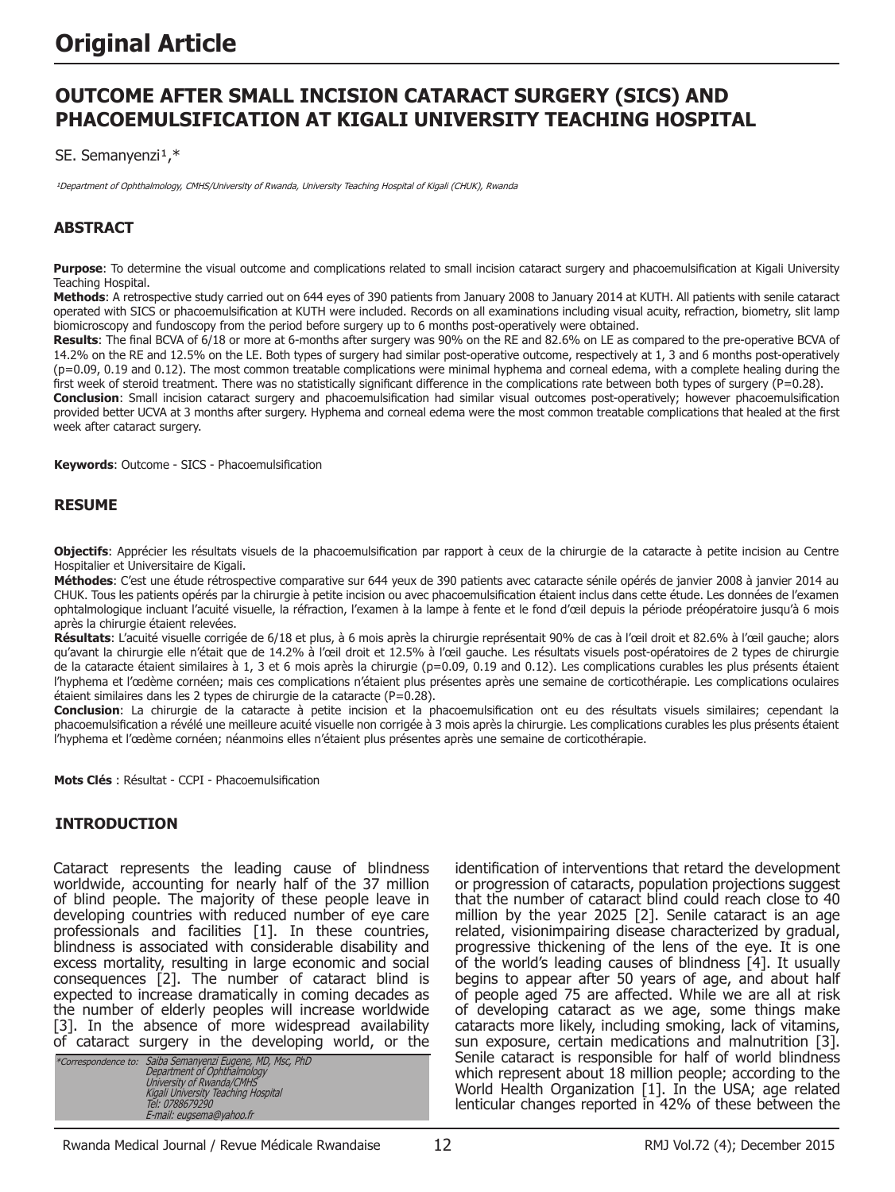# Original Article

## OUTCOME AFTER SMALL INCISION CATARACT SURGERY (SICS) AND PHACOEMULSIFICATION AT KIGALI UNIVERSITY TEACHING HOSPITAL

SE. Semanyenzi[1],*

[1]Department of Ophthalmology, CMHS/University of Rwanda, University Teaching Hospital of Kigali (CHUK), Rwanda

### ABSTRACT

**Purpose**: To determine the visual outcome and complications related to small incision cataract surgery and phacoemulsification at Kigali University Teaching Hospital.

**Methods**: A retrospective study carried out on 644 eyes of 390 patients from January 2008 to January 2014 at KUTH. All patients with senile cataract operated with SICS or phacoemulsification at KUTH were included. Records on all examinations including visual acuity, refraction, biometry, slit lamp biomicroscopy and fundoscopy from the period before surgery up to 6 months post-operatively were obtained.

**Results**: The final BCVA of 6/18 or more at 6-months after surgery was 90% on the RE and 82.6% on LE as compared to the pre-operative BCVA of 14.2% on the RE and 12.5% on the LE. Both types of surgery had similar post-operative outcome, respectively at 1, 3 and 6 months post-operatively (p=0.09, 0.19 and 0.12). The most common treatable complications were minimal hyphema and corneal edema, with a complete healing during the first week of steroid treatment. There was no statistically significant difference in the complications rate between both types of surgery (P=0.28).

**Conclusion**: Small incision cataract surgery and phacoemulsification had similar visual outcomes post-operatively; however phacoemulsification provided better UCVA at 3 months after surgery. Hyphema and corneal edema were the most common treatable complications that healed at the first week after cataract surgery.

**Keywords**: Outcome - SICS - Phacoemulsification

### RESUME

**Objectifs**: Apprécier les résultats visuels de la phacoemulsification par rapport à ceux de la chirurgie de la cataracte à petite incision au Centre Hospitalier et Universitaire de Kigali.

**Méthodes**: C'est une étude rétrospective comparative sur 644 yeux de 390 patients avec cataracte sénile opérés de janvier 2008 à janvier 2014 au CHUK. Tous les patients opérés par la chirurgie à petite incision ou avec phacoemulsification étaient inclus dans cette étude. Les données de l'examen ophtalmologique incluant l'acuité visuelle, la réfraction, l'examen à la lampe à fente et le fond d'œil depuis la période préopératoire jusqu'à 6 mois après la chirurgie étaient relevées.

**Résultats**: L'acuité visuelle corrigée de 6/18 et plus, à 6 mois après la chirurgie représentait 90% de cas à l'œil droit et 82.6% à l'œil gauche; alors qu'avant la chirurgie elle n'était que de 14.2% à l'œil droit et 12.5% à l'œil gauche. Les résultats visuels post-opératoires de 2 types de chirurgie de la cataracte étaient similaires à 1, 3 et 6 mois après la chirurgie (p=0.09, 0.19 and 0.12). Les complications curables les plus présents étaient l'hyphema et l'œdème cornéen; mais ces complications n'étaient plus présentes après une semaine de corticothérapie. Les complications oculaires étaient similaires dans les 2 types de chirurgie de la cataracte (P=0.28).

**Conclusion**: La chirurgie de la cataracte à petite incision et la phacoemulsification ont eu des résultats visuels similaires; cependant la phacoemulsification a révélé une meilleure acuité visuelle non corrigée à 3 mois après la chirurgie. Les complications curables les plus présents étaient l'hyphema et l'œdème cornéen; néanmoins elles n'étaient plus présentes après une semaine de corticothérapie.

**Mots Clés** : Résultat - CCPI - Phacoemulsification

### INTRODUCTION

Cataract represents the leading cause of blindness worldwide, accounting for nearly half of the 37 million of blind people. The majority of these people leave in developing countries with reduced number of eye care professionals and facilities [1]. In these countries, blindness is associated with considerable disability and excess mortality, resulting in large economic and social consequences [2]. The number of cataract blind is expected to increase dramatically in coming decades as the number of elderly peoples will increase worldwide [3]. In the absence of more widespread availability of cataract surgery in the developing world, or the identification of interventions that retard the development or progression of cataracts, population projections suggest that the number of cataract blind could reach close to 40 million by the year 2025 [2]. Senile cataract is an age related, visionimpairing disease characterized by gradual, progressive thickening of the lens of the eye. It is one of the world's leading causes of blindness [4]. It usually begins to appear after 50 years of age, and about half of people aged 75 are affected. While we are all at risk of developing cataract as we age, some things make cataracts more likely, including smoking, lack of vitamins, sun exposure, certain medications and malnutrition [3]. Senile cataract is responsible for half of world blindness which represent about 18 million people; according to the World Health Organization [1]. In the USA; age related lenticular changes reported in 42% of these between the

*Correspondence to: Saiba Semanyenzi Eugene, MD, Msc, PhD
Department of Ophthalmology
University of Rwanda/CMHS
Kigali University Teaching Hospital
Tel: 0788679290
E-mail: eugsema@yahoo.fr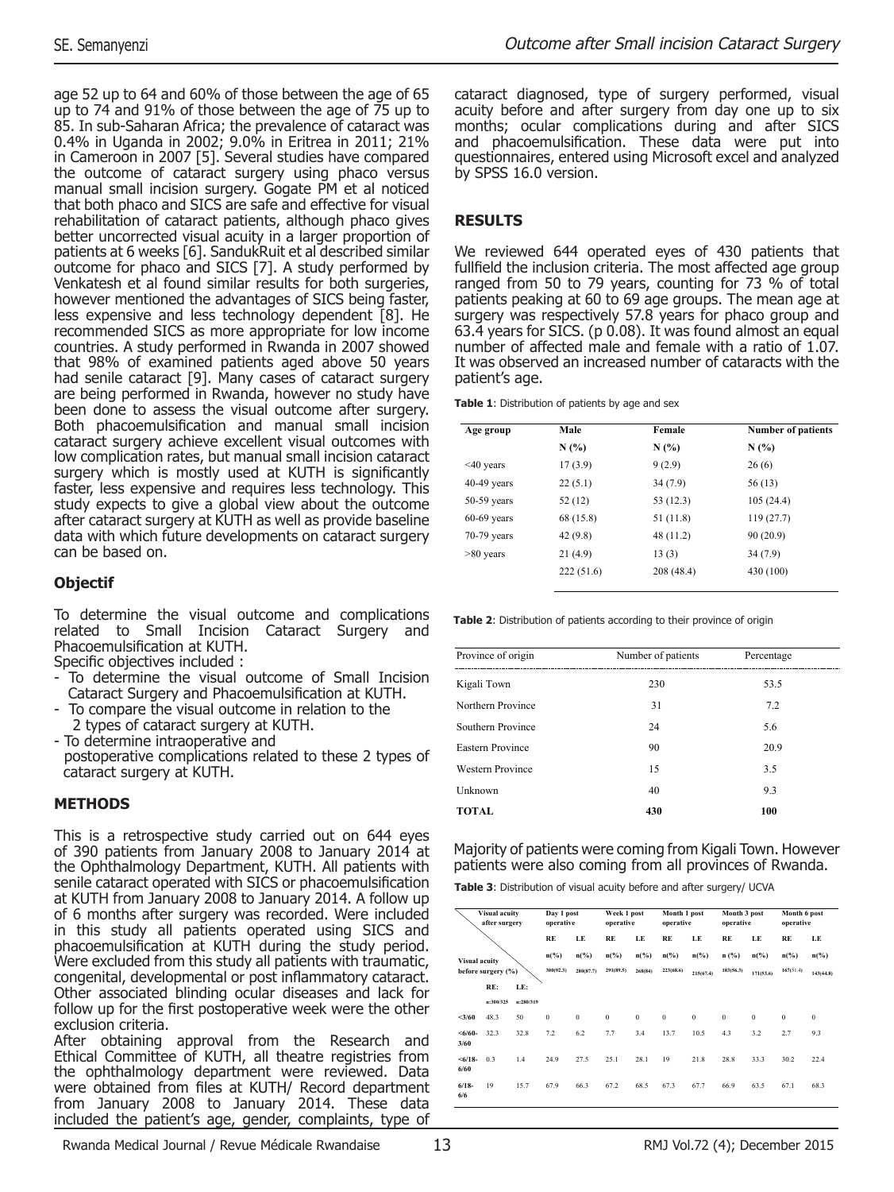age 52 up to 64 and 60% of those between the age of 65 up to 74 and 91% of those between the age of 75 up to 85. In sub-Saharan Africa; the prevalence of cataract was 0.4% in Uganda in 2002; 9.0% in Eritrea in 2011; 21% in Cameroon in 2007 [5]. Several studies have compared the outcome of cataract surgery using phaco versus manual small incision surgery. Gogate PM et al noticed that both phaco and SICS are safe and effective for visual rehabilitation of cataract patients, although phaco gives better uncorrected visual acuity in a larger proportion of patients at 6 weeks [6]. SandukRuit et al described similar outcome for phaco and SICS [7]. A study performed by Venkatesh et al found similar results for both surgeries, however mentioned the advantages of SICS being faster, less expensive and less technology dependent [8]. He recommended SICS as more appropriate for low income countries. A study performed in Rwanda in 2007 showed that 98% of examined patients aged above 50 years had senile cataract [9]. Many cases of cataract surgery are being performed in Rwanda, however no study have been done to assess the visual outcome after surgery. Both phacoemulsification and manual small incision cataract surgery achieve excellent visual outcomes with low complication rates, but manual small incision cataract surgery which is mostly used at KUTH is significantly faster, less expensive and requires less technology. This study expects to give a global view about the outcome after cataract surgery at KUTH as well as provide baseline data with which future developments on cataract surgery can be based on.

### Objectif

To determine the visual outcome and complications related to Small Incision Cataract Surgery and Phacoemulsification at KUTH.

Specific objectives included :

- To determine the visual outcome of Small Incision Cataract Surgery and Phacoemulsification at KUTH.
- To compare the visual outcome in relation to the 2 types of cataract surgery at KUTH.
- To determine intraoperative and postoperative complications related to these 2 types of cataract surgery at KUTH.

## METHODS

This is a retrospective study carried out on 644 eyes of 390 patients from January 2008 to January 2014 at the Ophthalmology Department, KUTH. All patients with senile cataract operated with SICS or phacoemulsification at KUTH from January 2008 to January 2014. A follow up of 6 months after surgery was recorded. Were included in this study all patients operated using SICS and phacoemulsification at KUTH during the study period. Were excluded from this study all patients with traumatic, congenital, developmental or post inflammatory cataract. Other associated blinding ocular diseases and lack for follow up for the first postoperative week were the other exclusion criteria.

After obtaining approval from the Research and Ethical Committee of KUTH, all theatre registries from the ophthalmology department were reviewed. Data were obtained from files at KUTH/ Record department from January 2008 to January 2014. These data included the patient's age, gender, complaints, type of cataract diagnosed, type of surgery performed, visual acuity before and after surgery from day one up to six months; ocular complications during and after SICS and phacoemulsification. These data were put into questionnaires, entered using Microsoft excel and analyzed by SPSS 16.0 version.

## RESULTS

We reviewed 644 operated eyes of 430 patients that fullfield the inclusion criteria. The most affected age group ranged from 50 to 79 years, counting for 73 % of total patients peaking at 60 to 69 age groups. The mean age at surgery was respectively 57.8 years for phaco group and 63.4 years for SICS. (p 0.08). It was found almost an equal number of affected male and female with a ratio of 1.07. It was observed an increased number of cataracts with the patient's age.

**Table 1**: Distribution of patients by age and sex

| Age group | Male | Female | Number of patients |
|---|---|---|---|
| | N (%) | N (%) | N (%) |
| <40 years | 17 (3.9) | 9 (2.9) | 26 (6) |
| 40-49 years | 22 (5.1) | 34 (7.9) | 56 (13) |
| 50-59 years | 52 (12) | 53 (12.3) | 105 (24.4) |
| 60-69 years | 68 (15.8) | 51 (11.8) | 119 (27.7) |
| 70-79 years | 42 (9.8) | 48 (11.2) | 90 (20.9) |
| >80 years | 21 (4.9) | 13 (3) | 34 (7.9) |
| | 222 (51.6) | 208 (48.4) | 430 (100) |

**Table 2**: Distribution of patients according to their province of origin

| Province of origin | Number of patients | Percentage |
|---|---|---|
| Kigali Town | 230 | 53.5 |
| Northern Province | 31 | 7.2 |
| Southern Province | 24 | 5.6 |
| Eastern Province | 90 | 20.9 |
| Western Province | 15 | 3.5 |
| Unknown | 40 | 9.3 |
| **TOTAL** | **430** | **100** |

Majority of patients were coming from Kigali Town. However patients were also coming from all provinces of Rwanda.

**Table 3**: Distribution of visual acuity before and after surgery/ UCVA

| Visual acuity after surgery / Visual acuity before surgery (%) | | | Day 1 post operative | | Week 1 post operative | | Month 1 post operative | | Month 3 post operative | | Month 6 post operative | |
|---|---|---|---|---|---|---|---|---|---|---|---|---|
| | | | RE | LE | RE | LE | RE | LE | RE | LE | RE | LE |
| | RE: | LE: | n(%) | n(%) | n(%) | n(%) | n(%) | n(%) | n (%) | n(%) | n(%) | n(%) |
| | n:300/325 | n:280/319 | 300(92.3) | 280(87.7) | 291(89.5) | 268(84) | 223(68.6) | 215(67.4) | 183(56.3) | 171(53.6) | 167(51.4) | 143(44.8) |
| <3/60 | 48.3 | 50 | 0 | 0 | 0 | 0 | 0 | 0 | 0 | 0 | 0 | 0 |
| <6/60-3/60 | 32.3 | 32.8 | 7.2 | 6.2 | 7.7 | 3.4 | 13.7 | 10.5 | 4.3 | 3.2 | 2.7 | 9.3 |
| <6/18-6/60 | 0.3 | 1.4 | 24.9 | 27.5 | 25.1 | 28.1 | 19 | 21.8 | 28.8 | 33.3 | 30.2 | 22.4 |
| 6/18-6/6 | 19 | 15.7 | 67.9 | 66.3 | 67.2 | 68.5 | 67.3 | 67.7 | 66.9 | 63.5 | 67.1 | 68.3 |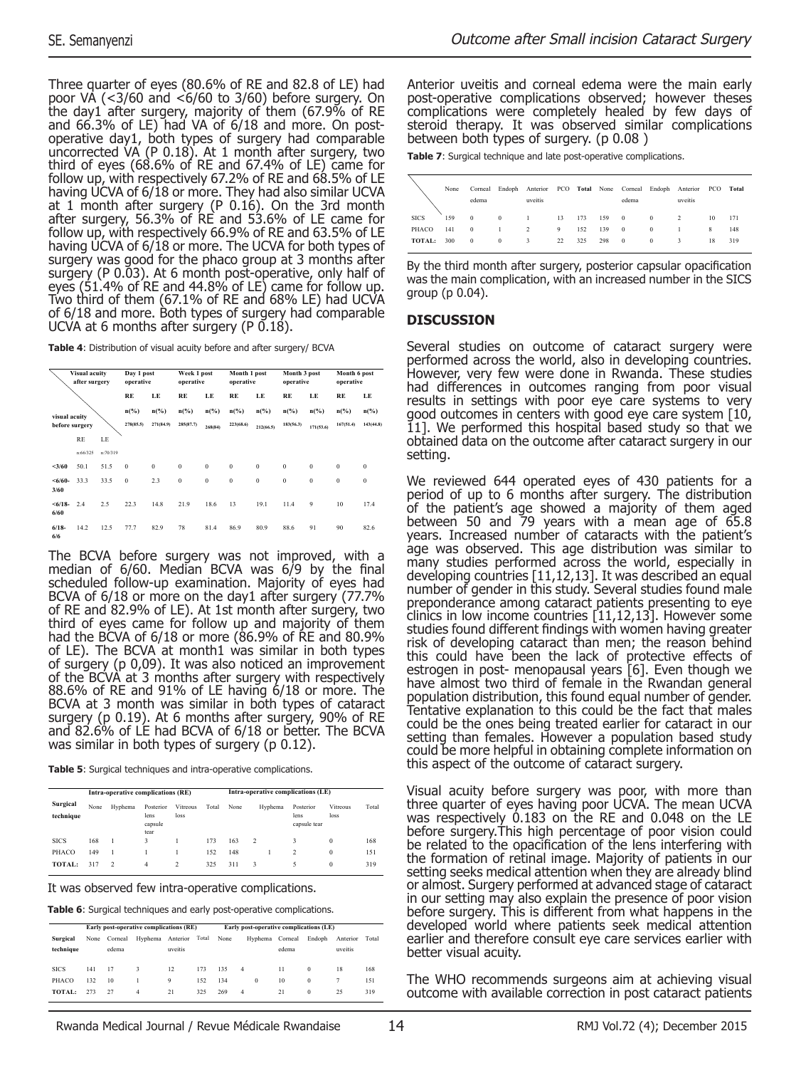Three quarter of eyes (80.6% of RE and 82.8 of LE) had poor VA (<3/60 and <6/60 to 3/60) before surgery. On the day1 after surgery, majority of them (67.9% of RE and 66.3% of LE) had VA of 6/18 and more. On post-operative day1, both types of surgery had comparable uncorrected VA (P 0.18). At 1 month after surgery, two third of eyes (68.6% of RE and 67.4% of LE) came for follow up, with respectively 67.2% of RE and 68.5% of LE having UCVA of 6/18 or more. They had also similar UCVA at 1 month after surgery (P 0.16). On the 3rd month after surgery, 56.3% of RE and 53.6% of LE came for follow up, with respectively 66.9% of RE and 63.5% of LE having UCVA of 6/18 or more. The UCVA for both types of surgery was good for the phaco group at 3 months after surgery (P 0.03). At 6 month post-operative, only half of eyes (51.4% of RE and 44.8% of LE) came for follow up. Two third of them (67.1% of RE and 68% LE) had UCVA of 6/18 and more. Both types of surgery had comparable UCVA at 6 months after surgery (P 0.18).

**Table 4**: Distribution of visual acuity before and after surgery/ BCVA

| Visual acuity after surgery / visual acuity before surgery | | | Day 1 post operative | | Week 1 post operative | | Month 1 post operative | | Month 3 post operative | | Month 6 post operative | |
|---|---|---|---|---|---|---|---|---|---|---|---|---|
| | RE | LE | RE | LE | RE | LE | RE | LE | RE | LE | RE | LE |
| | n:66/325 | n:70/319 | n(%) 278(85.5) | n(%) 271(84.9) | n(%) 285(87.7) | n(%) 268(84) | n(%) 223(68.6) | n(%) 212(66.5) | n(%) 183(56.3) | n(%) 171(53.6) | n(%) 167(51.4) | n(%) 143(44.8) |
| <3/60 | 50.1 | 51.5 | 0 | 0 | 0 | 0 | 0 | 0 | 0 | 0 | 0 | 0 |
| <6/60-3/60 | 33.3 | 33.5 | 0 | 2.3 | 0 | 0 | 0 | 0 | 0 | 0 | 0 | 0 |
| <6/18-6/60 | 2.4 | 2.5 | 22.3 | 14.8 | 21.9 | 18.6 | 13 | 19.1 | 11.4 | 9 | 10 | 17.4 |
| 6/18-6/6 | 14.2 | 12.5 | 77.7 | 82.9 | 78 | 81.4 | 86.9 | 80.9 | 88.6 | 91 | 90 | 82.6 |

The BCVA before surgery was not improved, with a median of 6/60. Median BCVA was 6/9 by the final scheduled follow-up examination. Majority of eyes had BCVA of 6/18 or more on the day1 after surgery (77.7% of RE and 82.9% of LE). At 1st month after surgery, two third of eyes came for follow up and majority of them had the BCVA of 6/18 or more (86.9% of RE and 80.9% of LE). The BCVA at month1 was similar in both types of surgery (p 0,09). It was also noticed an improvement of the BCVA at 3 months after surgery with respectively 88.6% of RE and 91% of LE having 6/18 or more. The BCVA at 3 month was similar in both types of cataract surgery (p 0.19). At 6 months after surgery, 90% of RE and 82.6% of LE had BCVA of 6/18 or better. The BCVA was similar in both types of surgery (p 0.12).

**Table 5**: Surgical techniques and intra-operative complications.

| Surgical technique | Intra-operative complications (RE) | | | | | Intra-operative complications (LE) | | | | |
|---|---|---|---|---|---|---|---|---|---|---|
| | None | Hyphema | Posterior lens capsule tear | Vitreous loss | Total | None | Hyphema | Posterior lens capsule tear | Vitreous loss | Total |
| SICS | 168 | 1 | 3 | 1 | 173 | 163 | 2 | 3 | 0 | 168 |
| PHACO | 149 | 1 | 1 | 1 | 152 | 148 | 1 | 2 | 0 | 151 |
| TOTAL: | 317 | 2 | 4 | 2 | 325 | 311 | 3 | 5 | 0 | 319 |

It was observed few intra-operative complications.

**Table 6**: Surgical techniques and early post-operative complications.

| Surgical technique | Early post-operative complications (RE) | | | | | Early post-operative complications (LE) | | | | | |
|---|---|---|---|---|---|---|---|---|---|---|---|
| | None | Corneal edema | Hyphema | Anterior uveitis | Total | None | Hyphema | Corneal edema | Endoph | Anterior uveitis | Total |
| SICS | 141 | 17 | 3 | 12 | 173 | 135 | 4 | 11 | 0 | 18 | 168 |
| PHACO | 132 | 10 | 1 | 9 | 152 | 134 | 0 | 10 | 0 | 7 | 151 |
| TOTAL: | 273 | 27 | 4 | 21 | 325 | 269 | 4 | 21 | 0 | 25 | 319 |

Anterior uveitis and corneal edema were the main early post-operative complications observed; however theses complications were completely healed by few days of steroid therapy. It was observed similar complications between both types of surgery. (p 0.08 )

**Table 7**: Surgical technique and late post-operative complications.

| | None | Corneal edema | Endoph | Anterior uveitis | PCO | Total | None | Corneal edema | Endoph | Anterior uveitis | PCO | Total |
|---|---|---|---|---|---|---|---|---|---|---|---|---|
| SICS | 159 | 0 | 0 | 1 | 13 | 173 | 159 | 0 | 0 | 2 | 10 | 171 |
| PHACO | 141 | 0 | 1 | 2 | 9 | 152 | 139 | 0 | 0 | 1 | 8 | 148 |
| TOTAL: | 300 | 0 | 0 | 3 | 22 | 325 | 298 | 0 | 0 | 3 | 18 | 319 |

By the third month after surgery, posterior capsular opacification was the main complication, with an increased number in the SICS group (p 0.04).

## DISCUSSION

Several studies on outcome of cataract surgery were performed across the world, also in developing countries. However, very few were done in Rwanda. These studies had differences in outcomes ranging from poor visual results in settings with poor eye care systems to very good outcomes in centers with good eye care system [10, 11]. We performed this hospital based study so that we obtained data on the outcome after cataract surgery in our setting.

We reviewed 644 operated eyes of 430 patients for a period of up to 6 months after surgery. The distribution of the patient's age showed a majority of them aged between 50 and 79 years with a mean age of 65.8 years. Increased number of cataracts with the patient's age was observed. This age distribution was similar to many studies performed across the world, especially in developing countries [11,12,13]. It was described an equal number of gender in this study. Several studies found male preponderance among cataract patients presenting to eye clinics in low income countries [11,12,13]. However some studies found different findings with women having greater risk of developing cataract than men; the reason behind this could have been the lack of protective effects of estrogen in post- menopausal years [6]. Even though we have almost two third of female in the Rwandan general population distribution, this found equal number of gender. Tentative explanation to this could be the fact that males could be the ones being treated earlier for cataract in our setting than females. However a population based study could be more helpful in obtaining complete information on this aspect of the outcome of cataract surgery.

Visual acuity before surgery was poor, with more than three quarter of eyes having poor UCVA. The mean UCVA was respectively 0.183 on the RE and 0.048 on the LE before surgery.This high percentage of poor vision could be related to the opacification of the lens interfering with the formation of retinal image. Majority of patients in our setting seeks medical attention when they are already blind or almost. Surgery performed at advanced stage of cataract in our setting may also explain the presence of poor vision before surgery. This is different from what happens in the developed world where patients seek medical attention earlier and therefore consult eye care services earlier with better visual acuity.

The WHO recommends surgeons aim at achieving visual outcome with available correction in post cataract patients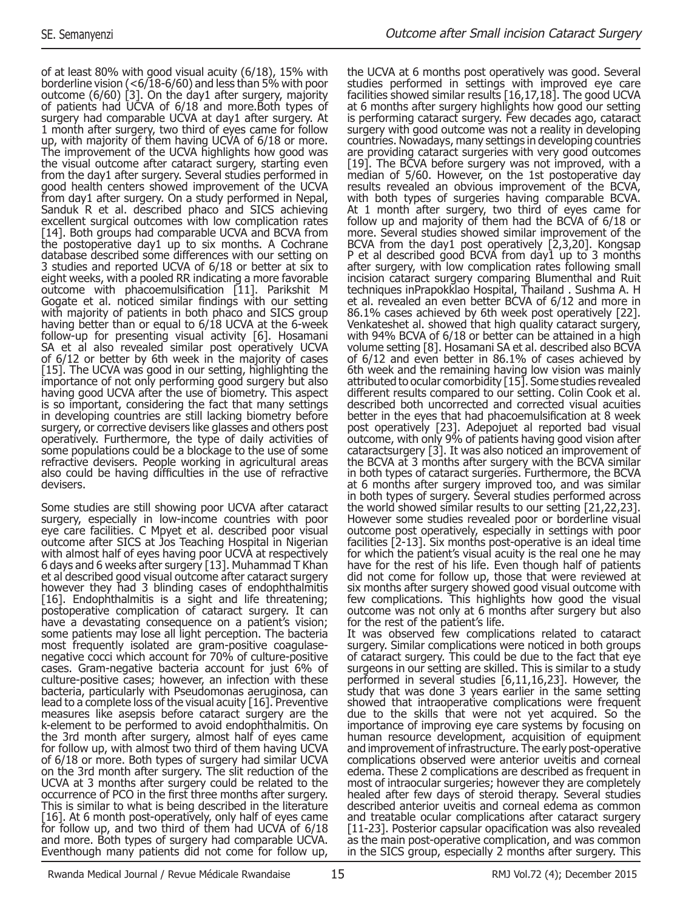of at least 80% with good visual acuity (6/18), 15% with borderline vision (<6/18-6/60) and less than 5% with poor outcome (6/60) [3]. On the day1 after surgery, majority of patients had UCVA of 6/18 and more.Both types of surgery had comparable UCVA at day1 after surgery. At 1 month after surgery, two third of eyes came for follow up, with majority of them having UCVA of 6/18 or more. The improvement of the UCVA highlights how good was the visual outcome after cataract surgery, starting even from the day1 after surgery. Several studies performed in good health centers showed improvement of the UCVA from day1 after surgery. On a study performed in Nepal, Sanduk R et al. described phaco and SICS achieving excellent surgical outcomes with low complication rates [14]. Both groups had comparable UCVA and BCVA from the postoperative day1 up to six months. A Cochrane database described some differences with our setting on 3 studies and reported UCVA of 6/18 or better at six to eight weeks, with a pooled RR indicating a more favorable outcome with phacoemulsification [11]. Parikshit M Gogate et al. noticed similar findings with our setting with majority of patients in both phaco and SICS group having better than or equal to 6/18 UCVA at the 6-week follow-up for presenting visual activity [6]. Hosamani SA et al also revealed similar post operatively UCVA of 6/12 or better by 6th week in the majority of cases [15]. The UCVA was good in our setting, highlighting the importance of not only performing good surgery but also having good UCVA after the use of biometry. This aspect is so important, considering the fact that many settings in developing countries are still lacking biometry before surgery, or corrective devisers like glasses and others post operatively. Furthermore, the type of daily activities of some populations could be a blockage to the use of some refractive devisers. People working in agricultural areas also could be having difficulties in the use of refractive devisers.

Some studies are still showing poor UCVA after cataract surgery, especially in low-income countries with poor eye care facilities. C Mpyet et al. described poor visual outcome after SICS at Jos Teaching Hospital in Nigerian with almost half of eyes having poor UCVA at respectively 6 days and 6 weeks after surgery [13]. Muhammad T Khan et al described good visual outcome after cataract surgery however they had 3 blinding cases of endophthalmitis [16]. Endophthalmitis is a sight and life threatening; postoperative complication of cataract surgery. It can have a devastating consequence on a patient's vision; some patients may lose all light perception. The bacteria most frequently isolated are gram-positive coagulase-negative cocci which account for 70% of culture-positive cases. Gram-negative bacteria account for just 6% of culture-positive cases; however, an infection with these bacteria, particularly with Pseudomonas aeruginosa, can lead to a complete loss of the visual acuity [16]. Preventive measures like asepsis before cataract surgery are the k-element to be performed to avoid endophthalmitis. On the 3rd month after surgery, almost half of eyes came for follow up, with almost two third of them having UCVA of 6/18 or more. Both types of surgery had similar UCVA on the 3rd month after surgery. The slit reduction of the UCVA at 3 months after surgery could be related to the occurrence of PCO in the first three months after surgery. This is similar to what is being described in the literature [16]. At 6 month post-operatively, only half of eyes came for follow up, and two third of them had UCVA of 6/18 and more. Both types of surgery had comparable UCVA. Eventhough many patients did not come for follow up, the UCVA at 6 months post operatively was good. Several studies performed in settings with improved eye care facilities showed similar results [16,17,18]. The good UCVA at 6 months after surgery highlights how good our setting is performing cataract surgery. Few decades ago, cataract surgery with good outcome was not a reality in developing countries. Nowadays, many settings in developing countries are providing cataract surgeries with very good outcomes [19]. The BCVA before surgery was not improved, with a median of 5/60. However, on the 1st postoperative day results revealed an obvious improvement of the BCVA, with both types of surgeries having comparable BCVA. At 1 month after surgery, two third of eyes came for follow up and majority of them had the BCVA of 6/18 or more. Several studies showed similar improvement of the BCVA from the day1 post operatively [2,3,20]. Kongsap P et al described good BCVA from day1 up to 3 months after surgery, with low complication rates following small incision cataract surgery comparing Blumenthal and Ruit techniques inPrapokklao Hospital, Thailand . Sushma A. H et al. revealed an even better BCVA of 6/12 and more in 86.1% cases achieved by 6th week post operatively [22]. Venkateshet al. showed that high quality cataract surgery, with 94% BCVA of 6/18 or better can be attained in a high volume setting [8]. Hosamani SA et al. described also BCVA of 6/12 and even better in 86.1% of cases achieved by 6th week and the remaining having low vision was mainly attributed to ocular comorbidity [15]. Some studies revealed different results compared to our setting. Colin Cook et al. described both uncorrected and corrected visual acuities better in the eyes that had phacoemulsification at 8 week post operatively [23]. Adepojuet al reported bad visual outcome, with only 9% of patients having good vision after cataractsurgery [3]. It was also noticed an improvement of the BCVA at 3 months after surgery with the BCVA similar in both types of cataract surgeries. Furthermore, the BCVA at 6 months after surgery improved too, and was similar in both types of surgery. Several studies performed across the world showed similar results to our setting [21,22,23]. However some studies revealed poor or borderline visual outcome post operatively, especially in settings with poor facilities [2-13]. Six months post-operative is an ideal time for which the patient's visual acuity is the real one he may have for the rest of his life. Even though half of patients did not come for follow up, those that were reviewed at six months after surgery showed good visual outcome with few complications. This highlights how good the visual outcome was not only at 6 months after surgery but also for the rest of the patient's life.

It was observed few complications related to cataract surgery. Similar complications were noticed in both groups of cataract surgery. This could be due to the fact that eye surgeons in our setting are skilled. This is similar to a study performed in several studies [6,11,16,23]. However, the study that was done 3 years earlier in the same setting showed that intraoperative complications were frequent due to the skills that were not yet acquired. So the importance of improving eye care systems by focusing on human resource development, acquisition of equipment and improvement of infrastructure. The early post-operative complications observed were anterior uveitis and corneal edema. These 2 complications are described as frequent in most of intraocular surgeries; however they are completely healed after few days of steroid therapy. Several studies described anterior uveitis and corneal edema as common and treatable ocular complications after cataract surgery [11-23]. Posterior capsular opacification was also revealed as the main post-operative complication, and was common in the SICS group, especially 2 months after surgery. This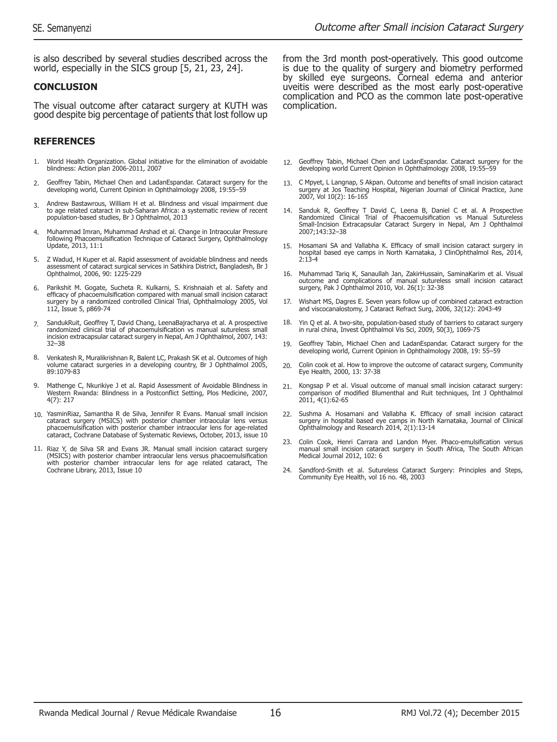is also described by several studies described across the world, especially in the SICS group [5, 21, 23, 24].

## CONCLUSION

The visual outcome after cataract surgery at KUTH was good despite big percentage of patients that lost follow up from the 3rd month post-operatively. This good outcome is due to the quality of surgery and biometry performed by skilled eye surgeons. Corneal edema and anterior uveitis were described as the most early post-operative complication and PCO as the common late post-operative complication.

## REFERENCES

1. World Health Organization. Global initiative for the elimination of avoidable blindness: Action plan 2006-2011, 2007
2. Geoffrey Tabin, Michael Chen and LadanEspandar. Cataract surgery for the developing world, Current Opinion in Ophthalmology 2008, 19:55–59
3. Andrew Bastawrous, William H et al. Blindness and visual impairment due to age related cataract in sub-Saharan Africa: a systematic review of recent population-based studies, Br J Ophthalmol, 2013
4. Muhammad Imran, Muhammad Arshad et al. Change in Intraocular Pressure following Phacoemulsification Technique of Cataract Surgery, Ophthalmology Update, 2013, 11:1
5. Z Wadud, H Kuper et al. Rapid assessment of avoidable blindness and needs assessment of cataract surgical services in Satkhira District, Bangladesh, Br J Ophthalmol, 2006, 90: 1225-229
6. Parikshit M. Gogate, Sucheta R. Kulkarni, S. Krishnaiah et al. Safety and efficacy of phacoemulsification compared with manual small incision cataract surgery by a randomized controlled Clinical Trial, Ophthalmology 2005, Vol 112, Issue 5, p869-74
7. SandukRuit, Geoffrey T, David Chang, LeenaBajracharya et al. A prospective randomized clinical trial of phacoemulsification vs manual sutureless small incision extracapsular cataract surgery in Nepal, Am J Ophthalmol, 2007, 143: 32–38
8. Venkatesh R, Muralikrishnan R, Balent LC, Prakash SK et al. Outcomes of high volume cataract surgeries in a developing country, Br J Ophthalmol 2005, 89:1079-83
9. Mathenge C, Nkurikiye J et al. Rapid Assessment of Avoidable Blindness in Western Rwanda: Blindness in a Postconflict Setting, Plos Medicine, 2007, 4(7): 217
10. YasminRiaz, Samantha R de Silva, Jennifer R Evans. Manual small incision cataract surgery (MSICS) with posterior chamber intraocular lens versus phacoemulsification with posterior chamber intraocular lens for age-related cataract, Cochrane Database of Systematic Reviews, October, 2013, issue 10
11. Riaz Y, de Silva SR and Evans JR. Manual small incision cataract surgery (MSICS) with posterior chamber intraocular lens versus phacoemulsification with posterior chamber intraocular lens for age related cataract, The Cochrane Library, 2013, Issue 10
12. Geoffrey Tabin, Michael Chen and LadanEspandar. Cataract surgery for the developing world Current Opinion in Ophthalmology 2008, 19:55–59
13. C Mpyet, L Langnap, S Akpan. Outcome and benefits of small incision cataract surgery at Jos Teaching Hospital, Nigerian Journal of Clinical Practice, June 2007, Vol 10(2): 16-165
14. Sanduk R, Geoffrey T David C, Leena B, Daniel C et al. A Prospective Randomized Clinical Trial of Phacoemulsification vs Manual Sutureless Small-Incision Extracapsular Cataract Surgery in Nepal, Am J Ophthalmol 2007;143:32–38
15. Hosamani SA and Vallabha K. Efficacy of small incision cataract surgery in hospital based eye camps in North Karnataka, J ClinOphthalmol Res, 2014, 2:13-4
16. Muhammad Tariq K, Sanaullah Jan, ZakirHussain, SaminaKarim et al. Visual outcome and complications of manual sutureless small incision cataract surgery, Pak J Ophthalmol 2010, Vol. 26(1): 32-38
17. Wishart MS, Dagres E. Seven years follow up of combined cataract extraction and viscocanalostomy, J Cataract Refract Surg, 2006, 32(12): 2043-49
18. Yin Q et al. A two-site, population-based study of barriers to cataract surgery in rural china, Invest Ophthalmol Vis Sci, 2009, 50(3), 1069-75
19. Geoffrey Tabin, Michael Chen and LadanEspandar. Cataract surgery for the developing world, Current Opinion in Ophthalmology 2008, 19: 55–59
20. Colin cook et al. How to improve the outcome of cataract surgery, Community Eye Health, 2000, 13: 37-38
21. Kongsap P et al. Visual outcome of manual small incision cataract surgery: comparison of modified Blumenthal and Ruit techniques, Int J Ophthalmol 2011, 4(1):62-65
22. Sushma A. Hosamani and Vallabha K. Efficacy of small incision cataract surgery in hospital based eye camps in North Karnataka, Journal of Clinical Ophthalmology and Research 2014, 2(1):13-14
23. Colin Cook, Henri Carrara and Landon Myer. Phaco-emulsification versus manual small incision cataract surgery in South Africa, The South African Medical Journal 2012, 102: 6
24. Sandford-Smith et al. Sutureless Cataract Surgery: Principles and Steps, Community Eye Health, vol 16 no. 48, 2003